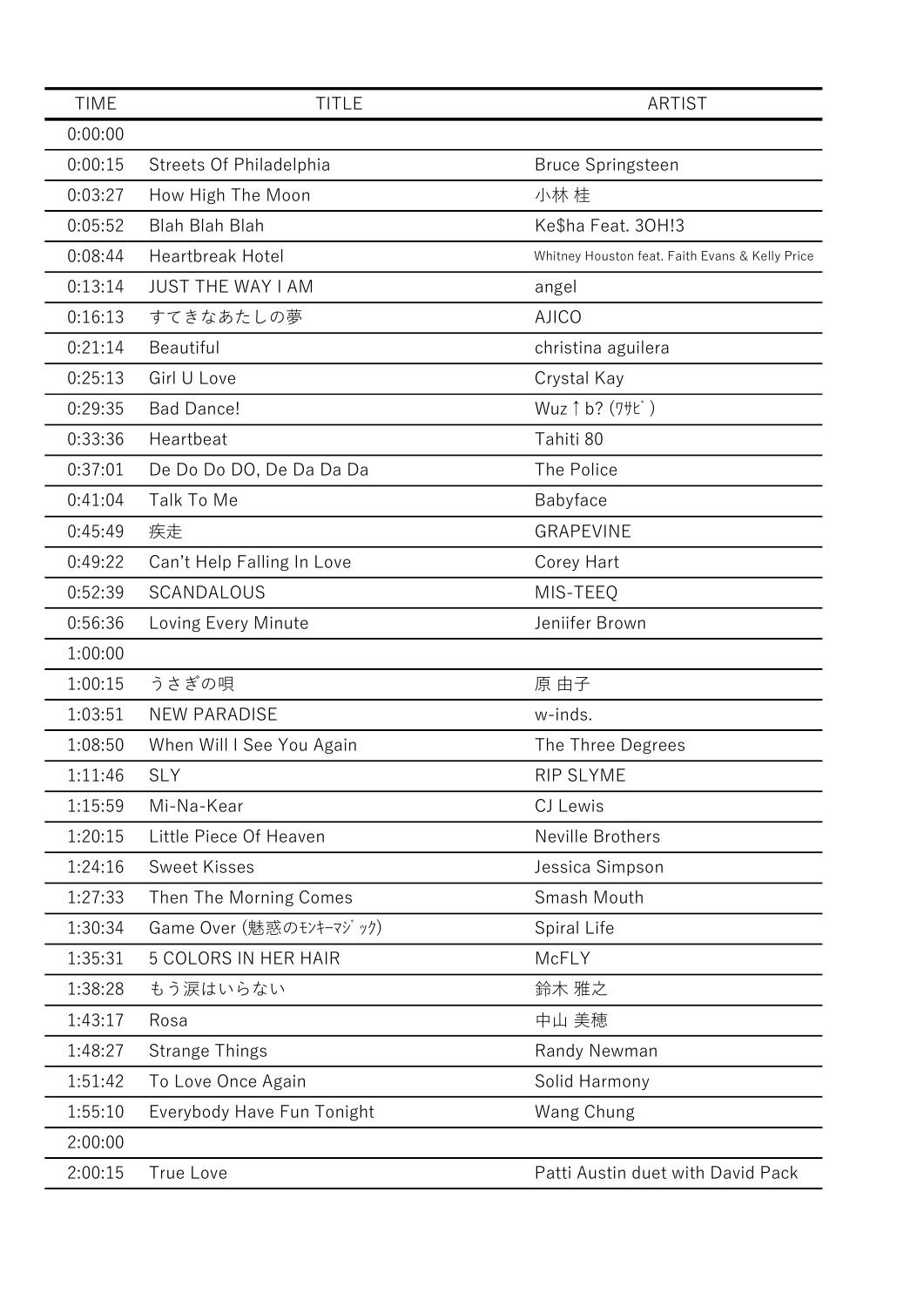| TIME | TITLE | ARTIST |
|---|---|---|
| 0:00:00 | | |
| 0:00:15 | Streets Of Philadelphia | Bruce Springsteen |
| 0:03:27 | How High The Moon | 小林 桂 |
| 0:05:52 | Blah Blah Blah | Ke$ha Feat. 3OH!3 |
| 0:08:44 | Heartbreak Hotel | Whitney Houston feat. Faith Evans & Kelly Price |
| 0:13:14 | JUST THE WAY I AM | angel |
| 0:16:13 | すてきなあたしの夢 | AJICO |
| 0:21:14 | Beautiful | christina aguilera |
| 0:25:13 | Girl U Love | Crystal Kay |
| 0:29:35 | Bad Dance! | Wuz↑b? (ﾜｻﾋﾞ) |
| 0:33:36 | Heartbeat | Tahiti 80 |
| 0:37:01 | De Do Do DO, De Da Da Da | The Police |
| 0:41:04 | Talk To Me | Babyface |
| 0:45:49 | 疾走 | GRAPEVINE |
| 0:49:22 | Can't Help Falling In Love | Corey Hart |
| 0:52:39 | SCANDALOUS | MIS-TEEQ |
| 0:56:36 | Loving Every Minute | Jeniifer Brown |
| 1:00:00 | | |
| 1:00:15 | うさぎの唄 | 原 由子 |
| 1:03:51 | NEW PARADISE | w-inds. |
| 1:08:50 | When Will I See You Again | The Three Degrees |
| 1:11:46 | SLY | RIP SLYME |
| 1:15:59 | Mi-Na-Kear | CJ Lewis |
| 1:20:15 | Little Piece Of Heaven | Neville Brothers |
| 1:24:16 | Sweet Kisses | Jessica Simpson |
| 1:27:33 | Then The Morning Comes | Smash Mouth |
| 1:30:34 | Game Over (魅惑のﾓﾝｷｰﾏｼﾞｯｸ) | Spiral Life |
| 1:35:31 | 5 COLORS IN HER HAIR | McFLY |
| 1:38:28 | もう涙はいらない | 鈴木 雅之 |
| 1:43:17 | Rosa | 中山 美穂 |
| 1:48:27 | Strange Things | Randy Newman |
| 1:51:42 | To Love Once Again | Solid Harmony |
| 1:55:10 | Everybody Have Fun Tonight | Wang Chung |
| 2:00:00 | | |
| 2:00:15 | True Love | Patti Austin duet with David Pack |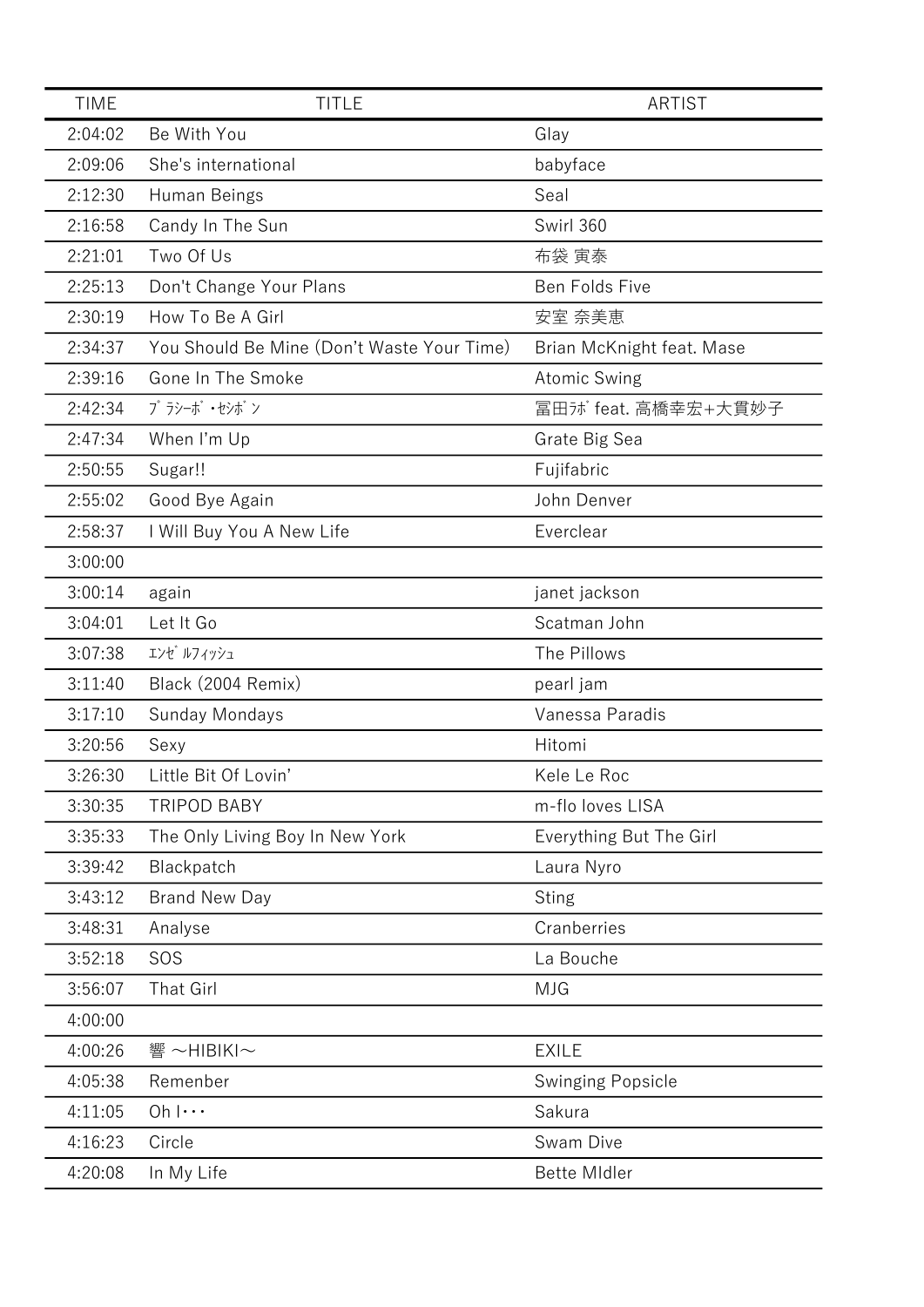| TIME | TITLE | ARTIST |
| --- | --- | --- |
| 2:04:02 | Be With You | Glay |
| 2:09:06 | She's international | babyface |
| 2:12:30 | Human Beings | Seal |
| 2:16:58 | Candy In The Sun | Swirl 360 |
| 2:21:01 | Two Of Us | 布袋 寅泰 |
| 2:25:13 | Don't Change Your Plans | Ben Folds Five |
| 2:30:19 | How To Be A Girl | 安室 奈美恵 |
| 2:34:37 | You Should Be Mine (Don't Waste Your Time) | Brian McKnight feat. Mase |
| 2:39:16 | Gone In The Smoke | Atomic Swing |
| 2:42:34 | ﾌﾞﾗｼｰﾎﾞ・ｾｼﾎﾞﾝ | 冨田ﾗﾎﾞ feat. 高橋幸宏+大貫妙子 |
| 2:47:34 | When I'm Up | Grate Big Sea |
| 2:50:55 | Sugar!! | Fujifabric |
| 2:55:02 | Good Bye Again | John Denver |
| 2:58:37 | I Will Buy You A New Life | Everclear |
| 3:00:00 | | |
| 3:00:14 | again | janet jackson |
| 3:04:01 | Let It Go | Scatman John |
| 3:07:38 | ｴﾝｾﾞﾙﾌｨｯｼｭ | The Pillows |
| 3:11:40 | Black (2004 Remix) | pearl jam |
| 3:17:10 | Sunday Mondays | Vanessa Paradis |
| 3:20:56 | Sexy | Hitomi |
| 3:26:30 | Little Bit Of Lovin' | Kele Le Roc |
| 3:30:35 | TRIPOD BABY | m-flo loves LISA |
| 3:35:33 | The Only Living Boy In New York | Everything But The Girl |
| 3:39:42 | Blackpatch | Laura Nyro |
| 3:43:12 | Brand New Day | Sting |
| 3:48:31 | Analyse | Cranberries |
| 3:52:18 | SOS | La Bouche |
| 3:56:07 | That Girl | MJG |
| 4:00:00 | | |
| 4:00:26 | 響 ～HIBIKI～ | EXILE |
| 4:05:38 | Remenber | Swinging Popsicle |
| 4:11:05 | Oh I・・・ | Sakura |
| 4:16:23 | Circle | Swam Dive |
| 4:20:08 | In My Life | Bette MIdler |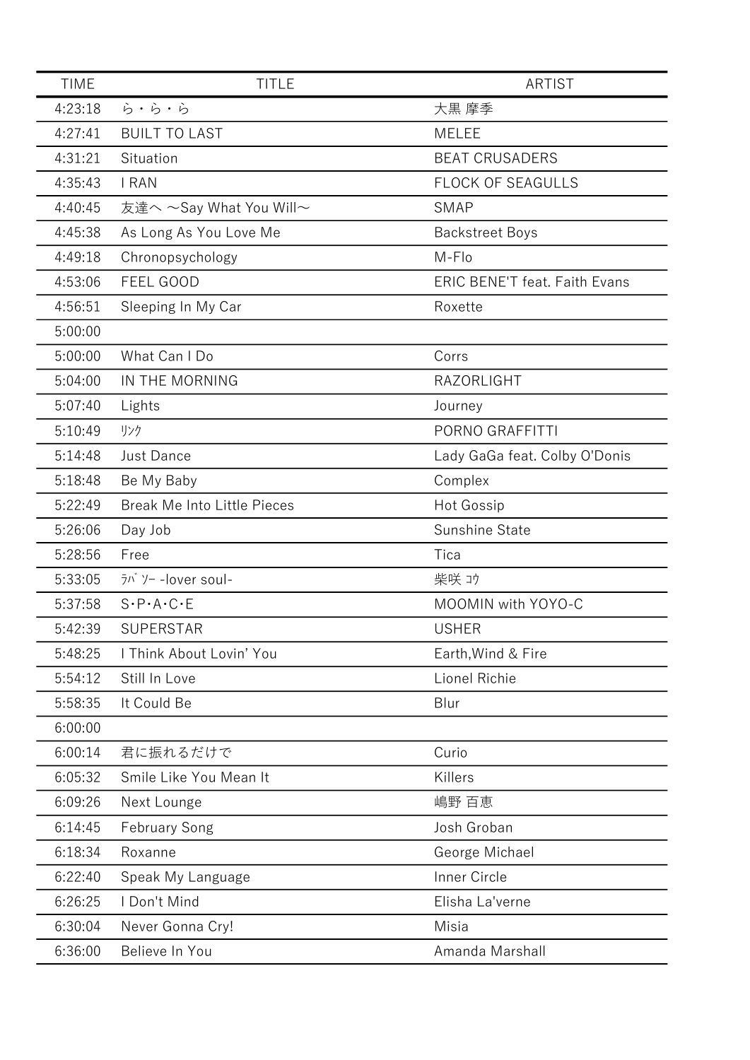| TIME | TITLE | ARTIST |
| --- | --- | --- |
| 4:23:18 | ら・ら・ら | 大黒 摩季 |
| 4:27:41 | BUILT TO LAST | MELEE |
| 4:31:21 | Situation | BEAT CRUSADERS |
| 4:35:43 | I RAN | FLOCK OF SEAGULLS |
| 4:40:45 | 友達へ ～Say What You Will～ | SMAP |
| 4:45:38 | As Long As You Love Me | Backstreet Boys |
| 4:49:18 | Chronopsychology | M-Flo |
| 4:53:06 | FEEL GOOD | ERIC BENE'T feat. Faith Evans |
| 4:56:51 | Sleeping In My Car | Roxette |
| 5:00:00 | | |
| 5:00:00 | What Can I Do | Corrs |
| 5:04:00 | IN THE MORNING | RAZORLIGHT |
| 5:07:40 | Lights | Journey |
| 5:10:49 | ﾘﾝｸ | PORNO GRAFFITTI |
| 5:14:48 | Just Dance | Lady GaGa feat. Colby O'Donis |
| 5:18:48 | Be My Baby | Complex |
| 5:22:49 | Break Me Into Little Pieces | Hot Gossip |
| 5:26:06 | Day Job | Sunshine State |
| 5:28:56 | Free | Tica |
| 5:33:05 | ﾗﾊﾞｿｰ -lover soul- | 柴咲 ｺｳ |
| 5:37:58 | S･P･A･C･E | MOOMIN with YOYO-C |
| 5:42:39 | SUPERSTAR | USHER |
| 5:48:25 | I Think About Lovin' You | Earth,Wind & Fire |
| 5:54:12 | Still In Love | Lionel Richie |
| 5:58:35 | It Could Be | Blur |
| 6:00:00 | | |
| 6:00:14 | 君に振れるだけで | Curio |
| 6:05:32 | Smile Like You Mean It | Killers |
| 6:09:26 | Next Lounge | 嶋野 百恵 |
| 6:14:45 | February Song | Josh Groban |
| 6:18:34 | Roxanne | George Michael |
| 6:22:40 | Speak My Language | Inner Circle |
| 6:26:25 | I Don't Mind | Elisha La'verne |
| 6:30:04 | Never Gonna Cry! | Misia |
| 6:36:00 | Believe In You | Amanda Marshall |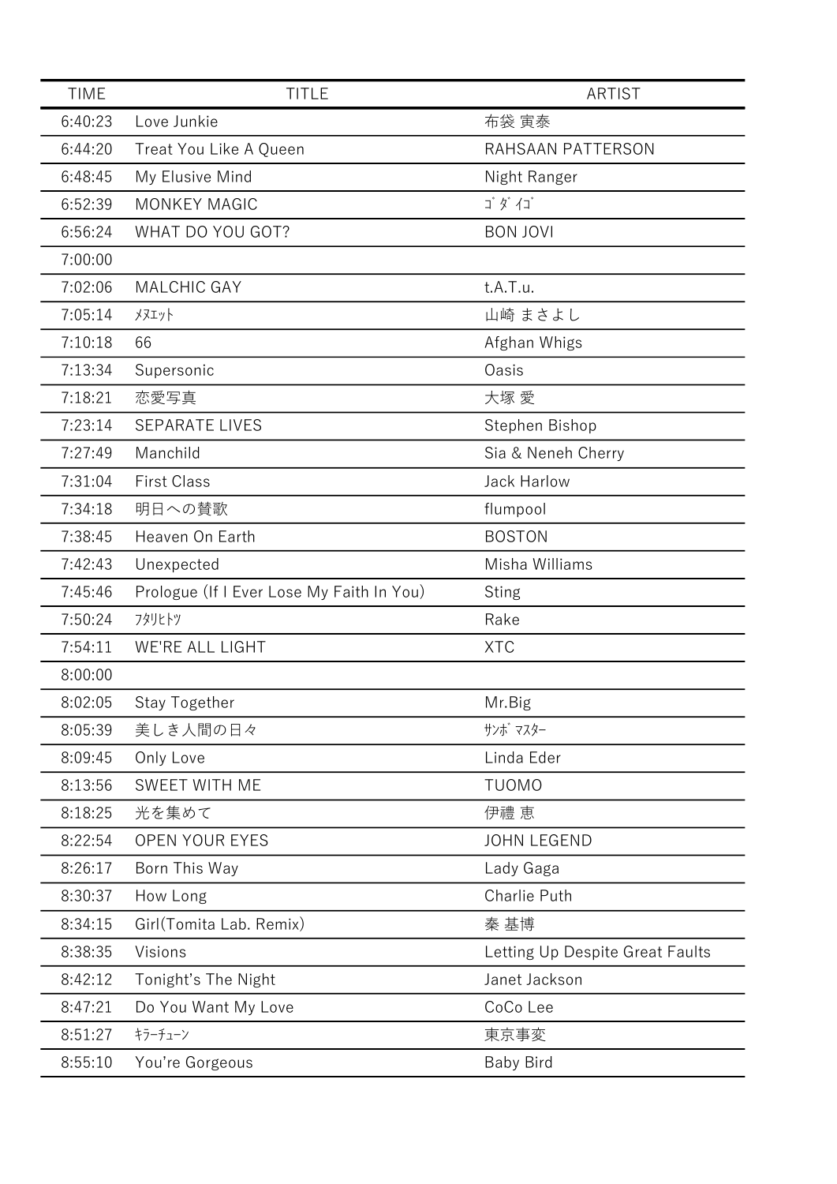| TIME | TITLE | ARTIST |
|---|---|---|
| 6:40:23 | Love Junkie | 布袋 寅泰 |
| 6:44:20 | Treat You Like A Queen | RAHSAAN PATTERSON |
| 6:48:45 | My Elusive Mind | Night Ranger |
| 6:52:39 | MONKEY MAGIC | ｺﾞﾀﾞｲｺﾞ |
| 6:56:24 | WHAT DO YOU GOT? | BON JOVI |
| 7:00:00 | | |
| 7:02:06 | MALCHIC GAY | t.A.T.u. |
| 7:05:14 | ﾒﾇｴｯﾄ | 山崎 まさよし |
| 7:10:18 | 66 | Afghan Whigs |
| 7:13:34 | Supersonic | Oasis |
| 7:18:21 | 恋愛写真 | 大塚 愛 |
| 7:23:14 | SEPARATE LIVES | Stephen Bishop |
| 7:27:49 | Manchild | Sia & Neneh Cherry |
| 7:31:04 | First Class | Jack Harlow |
| 7:34:18 | 明日への賛歌 | flumpool |
| 7:38:45 | Heaven On Earth | BOSTON |
| 7:42:43 | Unexpected | Misha Williams |
| 7:45:46 | Prologue (If I Ever Lose My Faith In You) | Sting |
| 7:50:24 | ﾌﾀﾘﾋﾄﾂ | Rake |
| 7:54:11 | WE'RE ALL LIGHT | XTC |
| 8:00:00 | | |
| 8:02:05 | Stay Together | Mr.Big |
| 8:05:39 | 美しき人間の日々 | ｻﾝﾎﾞﾏｽﾀｰ |
| 8:09:45 | Only Love | Linda Eder |
| 8:13:56 | SWEET WITH ME | TUOMO |
| 8:18:25 | 光を集めて | 伊禮 恵 |
| 8:22:54 | OPEN YOUR EYES | JOHN LEGEND |
| 8:26:17 | Born This Way | Lady Gaga |
| 8:30:37 | How Long | Charlie Puth |
| 8:34:15 | Girl(Tomita Lab. Remix) | 秦 基博 |
| 8:38:35 | Visions | Letting Up Despite Great Faults |
| 8:42:12 | Tonight’s The Night | Janet Jackson |
| 8:47:21 | Do You Want My Love | CoCo Lee |
| 8:51:27 | ｷﾗｰﾁｭｰﾝ | 東京事変 |
| 8:55:10 | You’re Gorgeous | Baby Bird |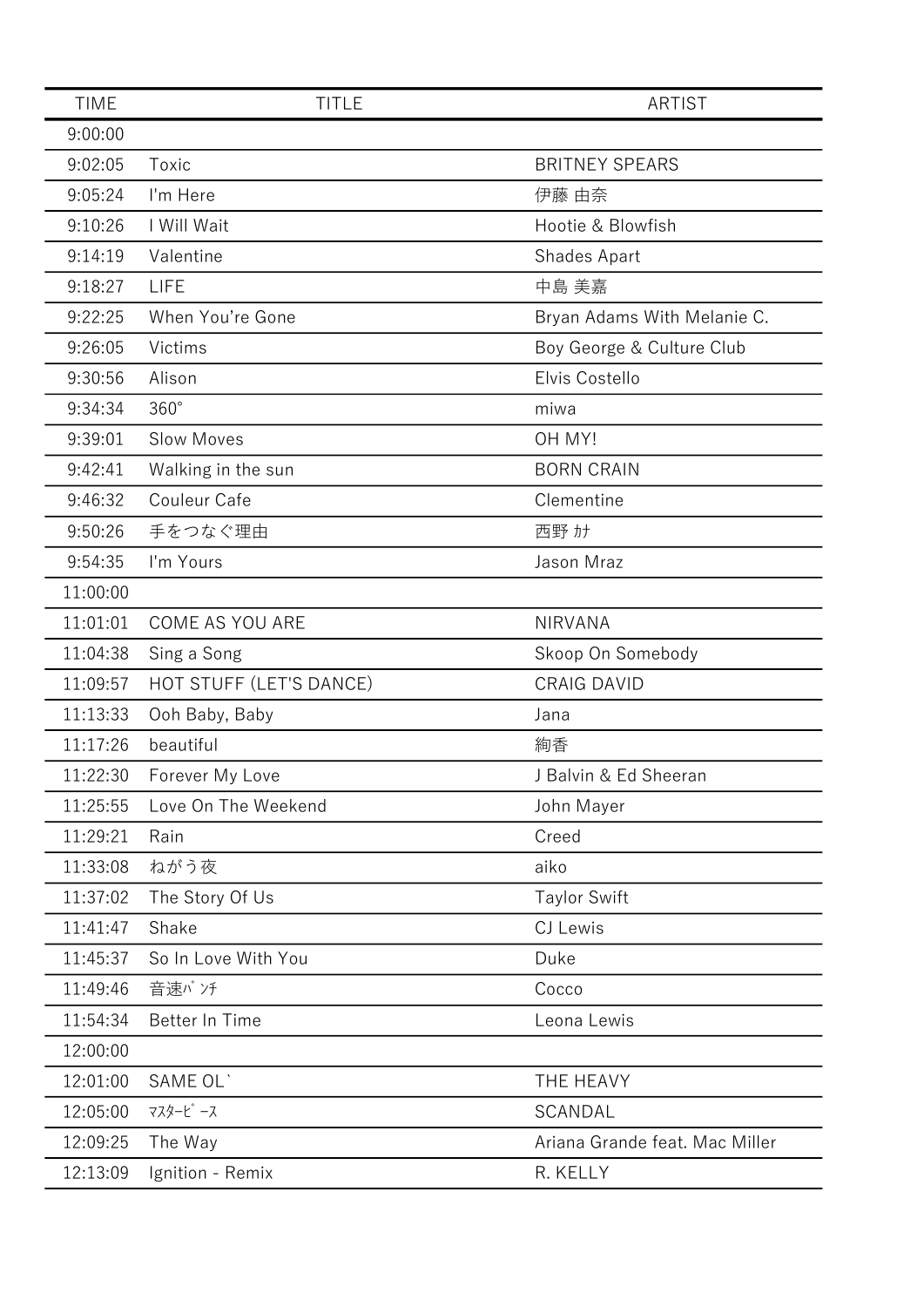| TIME | TITLE | ARTIST |
| --- | --- | --- |
| 9:00:00 | | |
| 9:02:05 | Toxic | BRITNEY SPEARS |
| 9:05:24 | I'm Here | 伊藤 由奈 |
| 9:10:26 | I Will Wait | Hootie & Blowfish |
| 9:14:19 | Valentine | Shades Apart |
| 9:18:27 | LIFE | 中島 美嘉 |
| 9:22:25 | When You’re Gone | Bryan Adams With Melanie C. |
| 9:26:05 | Victims | Boy George & Culture Club |
| 9:30:56 | Alison | Elvis Costello |
| 9:34:34 | 360° | miwa |
| 9:39:01 | Slow Moves | OH MY! |
| 9:42:41 | Walking in the sun | BORN CRAIN |
| 9:46:32 | Couleur Cafe | Clementine |
| 9:50:26 | 手をつなぐ理由 | 西野 ｶﾅ |
| 9:54:35 | I'm Yours | Jason Mraz |
| 11:00:00 | | |
| 11:01:01 | COME AS YOU ARE | NIRVANA |
| 11:04:38 | Sing a Song | Skoop On Somebody |
| 11:09:57 | HOT STUFF (LET'S DANCE) | CRAIG DAVID |
| 11:13:33 | Ooh Baby, Baby | Jana |
| 11:17:26 | beautiful | 絢香 |
| 11:22:30 | Forever My Love | J Balvin & Ed Sheeran |
| 11:25:55 | Love On The Weekend | John Mayer |
| 11:29:21 | Rain | Creed |
| 11:33:08 | ねがう夜 | aiko |
| 11:37:02 | The Story Of Us | Taylor Swift |
| 11:41:47 | Shake | CJ Lewis |
| 11:45:37 | So In Love With You | Duke |
| 11:49:46 | 音速ﾊﾟﾝﾁ | Cocco |
| 11:54:34 | Better In Time | Leona Lewis |
| 12:00:00 | | |
| 12:01:00 | SAME OL` | THE HEAVY |
| 12:05:00 | ﾏｽﾀｰﾋﾟｰｽ | SCANDAL |
| 12:09:25 | The Way | Ariana Grande feat. Mac Miller |
| 12:13:09 | Ignition - Remix | R. KELLY |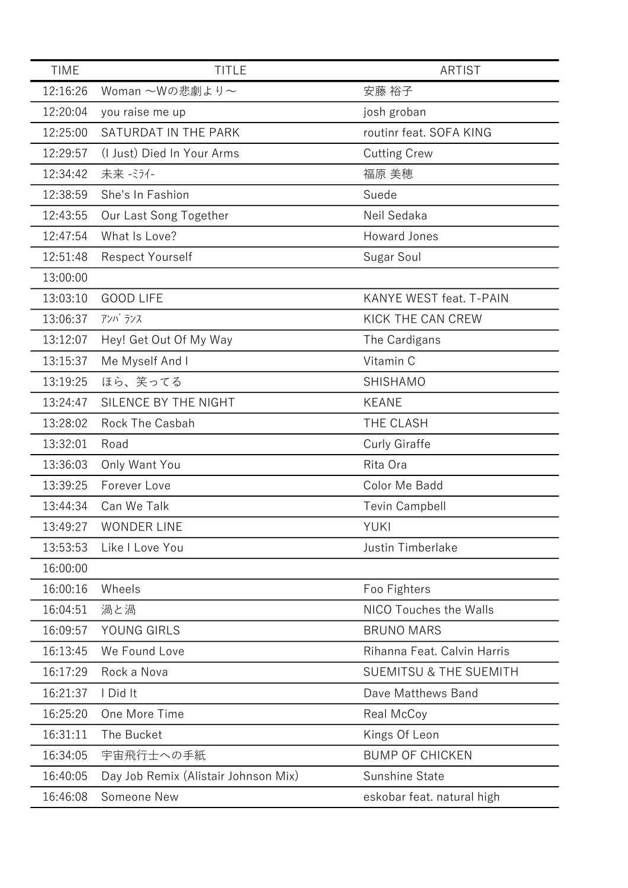| TIME | TITLE | ARTIST |
|---|---|---|
| 12:16:26 | Woman ～Wの悲劇より～ | 安藤 裕子 |
| 12:20:04 | you raise me up | josh groban |
| 12:25:00 | SATURDAT IN THE PARK | routinr feat. SOFA KING |
| 12:29:57 | (I Just) Died In Your Arms | Cutting Crew |
| 12:34:42 | 未来 -ﾐﾗｲ- | 福原 美穂 |
| 12:38:59 | She's In Fashion | Suede |
| 12:43:55 | Our Last Song Together | Neil Sedaka |
| 12:47:54 | What Is Love? | Howard Jones |
| 12:51:48 | Respect Yourself | Sugar Soul |
| 13:00:00 | | |
| 13:03:10 | GOOD LIFE | KANYE WEST feat. T-PAIN |
| 13:06:37 | ｱﾝﾊﾞﾗﾝｽ | KICK THE CAN CREW |
| 13:12:07 | Hey! Get Out Of My Way | The Cardigans |
| 13:15:37 | Me Myself And I | Vitamin C |
| 13:19:25 | ほら、笑ってる | SHISHAMO |
| 13:24:47 | SILENCE BY THE NIGHT | KEANE |
| 13:28:02 | Rock The Casbah | THE CLASH |
| 13:32:01 | Road | Curly Giraffe |
| 13:36:03 | Only Want You | Rita Ora |
| 13:39:25 | Forever Love | Color Me Badd |
| 13:44:34 | Can We Talk | Tevin Campbell |
| 13:49:27 | WONDER LINE | YUKI |
| 13:53:53 | Like I Love You | Justin Timberlake |
| 16:00:00 | | |
| 16:00:16 | Wheels | Foo Fighters |
| 16:04:51 | 渦と渦 | NICO Touches the Walls |
| 16:09:57 | YOUNG GIRLS | BRUNO MARS |
| 16:13:45 | We Found Love | Rihanna Feat. Calvin Harris |
| 16:17:29 | Rock a Nova | SUEMITSU & THE SUEMITH |
| 16:21:37 | I Did It | Dave Matthews Band |
| 16:25:20 | One More Time | Real McCoy |
| 16:31:11 | The Bucket | Kings Of Leon |
| 16:34:05 | 宇宙飛行士への手紙 | BUMP OF CHICKEN |
| 16:40:05 | Day Job Remix (Alistair Johnson Mix) | Sunshine State |
| 16:46:08 | Someone New | eskobar feat. natural high |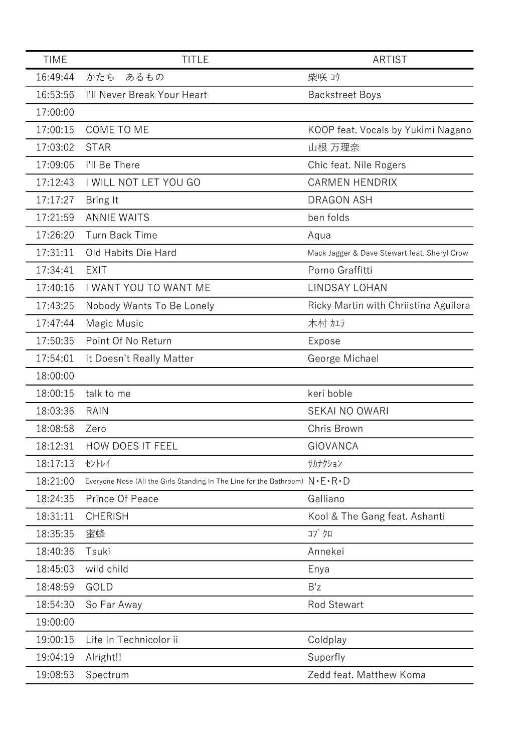| TIME | TITLE | ARTIST |
|---|---|---|
| 16:49:44 | かたち　あるもの | 柴咲 ｺｳ |
| 16:53:56 | I'll Never Break Your Heart | Backstreet Boys |
| 17:00:00 | | |
| 17:00:15 | COME TO ME | KOOP feat. Vocals by Yukimi Nagano |
| 17:03:02 | STAR | 山根 万理奈 |
| 17:09:06 | I'll Be There | Chic feat. Nile Rogers |
| 17:12:43 | I WILL NOT LET YOU GO | CARMEN HENDRIX |
| 17:17:27 | Bring It | DRAGON ASH |
| 17:21:59 | ANNIE WAITS | ben folds |
| 17:26:20 | Turn Back Time | Aqua |
| 17:31:11 | Old Habits Die Hard | Mack Jagger & Dave Stewart feat. Sheryl Crow |
| 17:34:41 | EXIT | Porno Graffitti |
| 17:40:16 | I WANT YOU TO WANT ME | LINDSAY LOHAN |
| 17:43:25 | Nobody Wants To Be Lonely | Ricky Martin with Chriistina Aguilera |
| 17:47:44 | Magic Music | 木村 ｶｴﾗ |
| 17:50:35 | Point Of No Return | Expose |
| 17:54:01 | It Doesn't Really Matter | George Michael |
| 18:00:00 | | |
| 18:00:15 | talk to me | keri boble |
| 18:03:36 | RAIN | SEKAI NO OWARI |
| 18:08:58 | Zero | Chris Brown |
| 18:12:31 | HOW DOES IT FEEL | GIOVANCA |
| 18:17:13 | ｾﾝﾄﾚｲ | ｻｶﾅｸｼｮﾝ |
| 18:21:00 | Everyone Nose (All the Girls Standing In The Line for the Bathroom) | N･E･R･D |
| 18:24:35 | Prince Of Peace | Galliano |
| 18:31:11 | CHERISH | Kool & The Gang feat. Ashanti |
| 18:35:35 | 蜜蜂 | ｺﾌﾞｸﾛ |
| 18:40:36 | Tsuki | Annekei |
| 18:45:03 | wild child | Enya |
| 18:48:59 | GOLD | B'z |
| 18:54:30 | So Far Away | Rod Stewart |
| 19:00:00 | | |
| 19:00:15 | Life In Technicolor ii | Coldplay |
| 19:04:19 | Alright!! | Superfly |
| 19:08:53 | Spectrum | Zedd feat. Matthew Koma |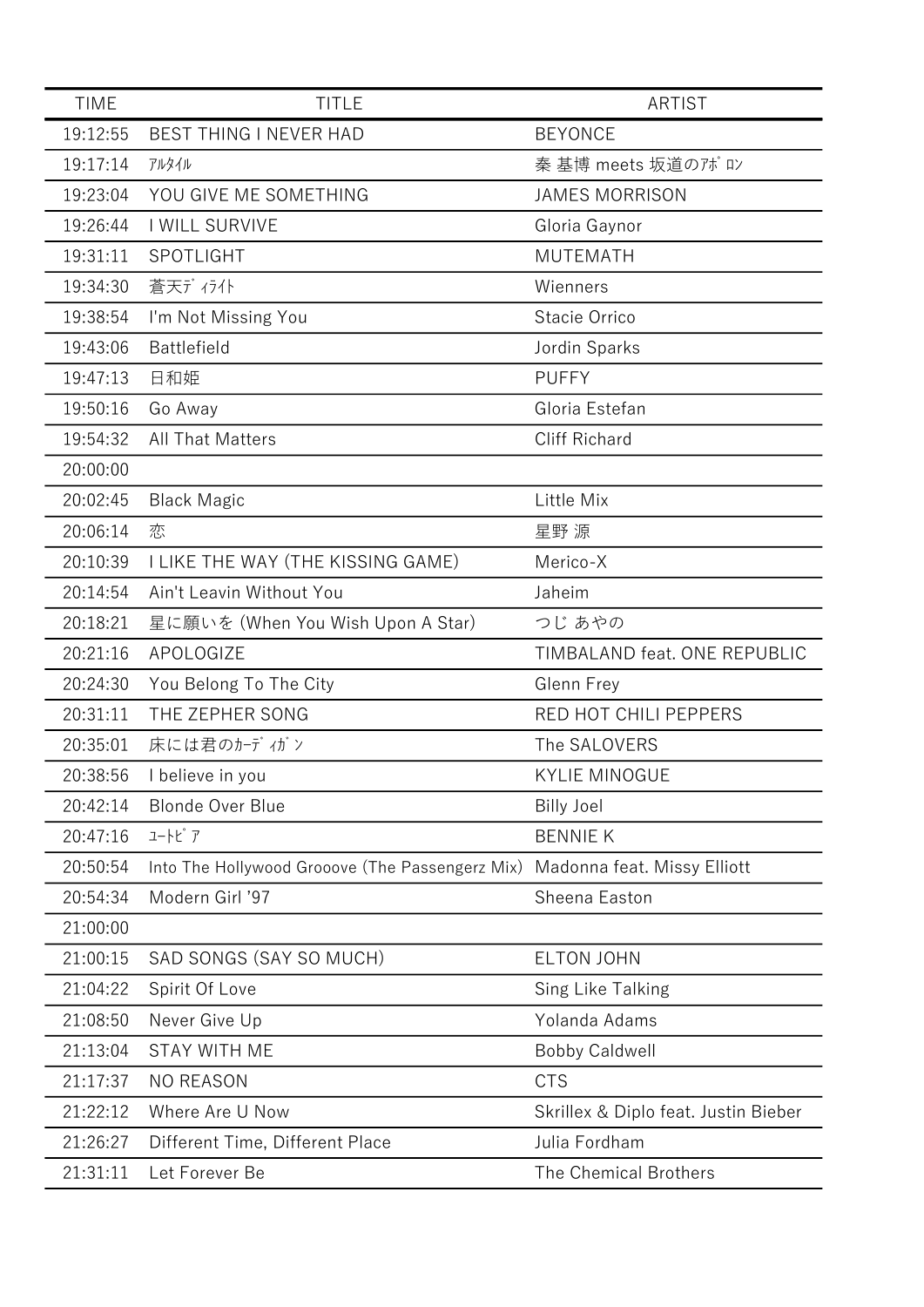| TIME | TITLE | ARTIST |
|---|---|---|
| 19:12:55 | BEST THING I NEVER HAD | BEYONCE |
| 19:17:14 | ｱﾙﾀｲﾙ | 秦 基博 meets 坂道のｱﾎﾟﾛﾝ |
| 19:23:04 | YOU GIVE ME SOMETHING | JAMES MORRISON |
| 19:26:44 | I WILL SURVIVE | Gloria Gaynor |
| 19:31:11 | SPOTLIGHT | MUTEMATH |
| 19:34:30 | 蒼天ﾃﾞｨﾗｲﾄ | Wienners |
| 19:38:54 | I'm Not Missing You | Stacie Orrico |
| 19:43:06 | Battlefield | Jordin Sparks |
| 19:47:13 | 日和姫 | PUFFY |
| 19:50:16 | Go Away | Gloria Estefan |
| 19:54:32 | All That Matters | Cliff Richard |
| 20:00:00 | | |
| 20:02:45 | Black Magic | Little Mix |
| 20:06:14 | 恋 | 星野 源 |
| 20:10:39 | I LIKE THE WAY (THE KISSING GAME) | Merico-X |
| 20:14:54 | Ain't Leavin Without You | Jaheim |
| 20:18:21 | 星に願いを (When You Wish Upon A Star) | つじ あやの |
| 20:21:16 | APOLOGIZE | TIMBALAND feat. ONE REPUBLIC |
| 20:24:30 | You Belong To The City | Glenn Frey |
| 20:31:11 | THE ZEPHER SONG | RED HOT CHILI PEPPERS |
| 20:35:01 | 床には君のｶｰﾃﾞｨｶﾞﾝ | The SALOVERS |
| 20:38:56 | I believe in you | KYLIE MINOGUE |
| 20:42:14 | Blonde Over Blue | Billy Joel |
| 20:47:16 | ﾕｰﾄﾋﾟｱ | BENNIE K |
| 20:50:54 | Into The Hollywood Grooove (The Passengerz Mix) | Madonna feat. Missy Elliott |
| 20:54:34 | Modern Girl '97 | Sheena Easton |
| 21:00:00 | | |
| 21:00:15 | SAD SONGS (SAY SO MUCH) | ELTON JOHN |
| 21:04:22 | Spirit Of Love | Sing Like Talking |
| 21:08:50 | Never Give Up | Yolanda Adams |
| 21:13:04 | STAY WITH ME | Bobby Caldwell |
| 21:17:37 | NO REASON | CTS |
| 21:22:12 | Where Are U Now | Skrillex & Diplo feat. Justin Bieber |
| 21:26:27 | Different Time, Different Place | Julia Fordham |
| 21:31:11 | Let Forever Be | The Chemical Brothers |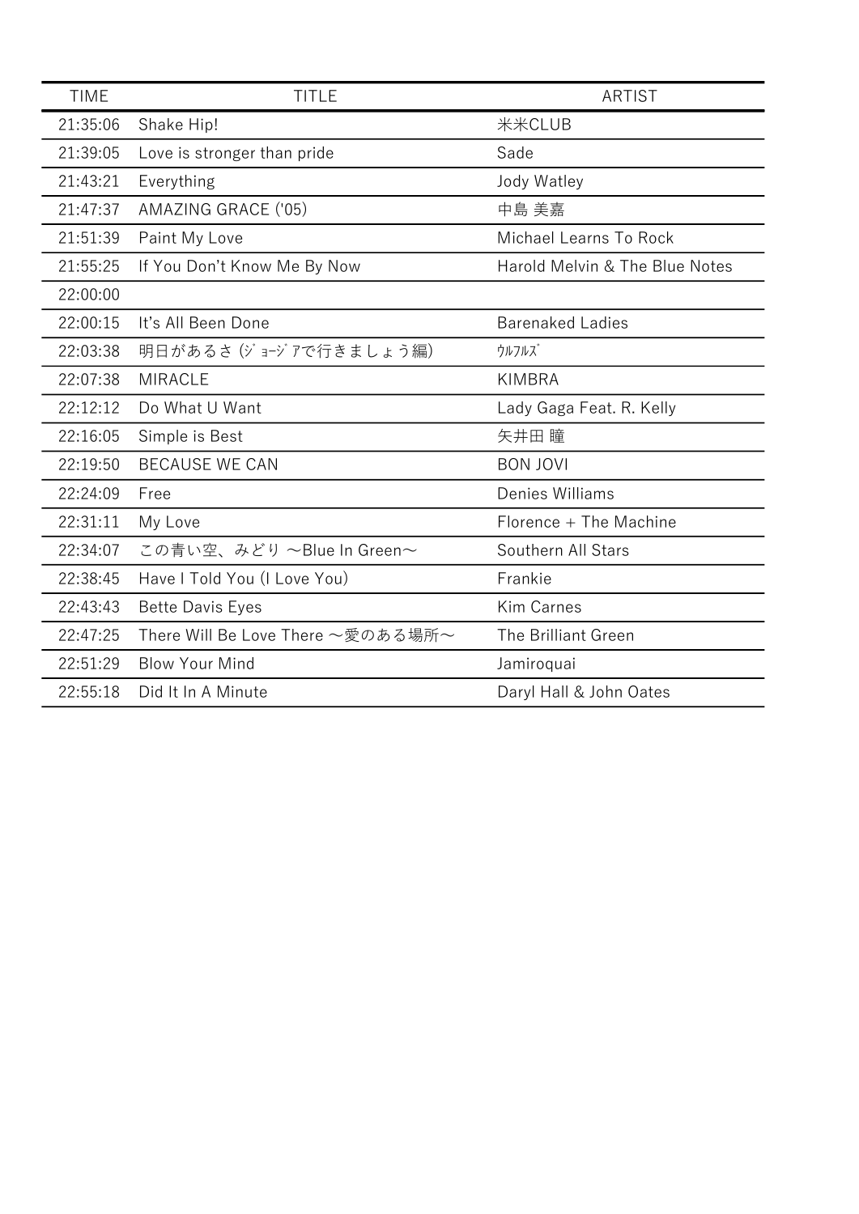| TIME | TITLE | ARTIST |
|---|---|---|
| 21:35:06 | Shake Hip! | 米米CLUB |
| 21:39:05 | Love is stronger than pride | Sade |
| 21:43:21 | Everything | Jody Watley |
| 21:47:37 | AMAZING GRACE ('05) | 中島 美嘉 |
| 21:51:39 | Paint My Love | Michael Learns To Rock |
| 21:55:25 | If You Don't Know Me By Now | Harold Melvin & The Blue Notes |
| 22:00:00 | | |
| 22:00:15 | It's All Been Done | Barenaked Ladies |
| 22:03:38 | 明日があるさ (ｼﾞｮｰｼﾞｱで行きましょう編) | ｳﾙﾌﾙｽﾞ |
| 22:07:38 | MIRACLE | KIMBRA |
| 22:12:12 | Do What U Want | Lady Gaga Feat. R. Kelly |
| 22:16:05 | Simple is Best | 矢井田 瞳 |
| 22:19:50 | BECAUSE WE CAN | BON JOVI |
| 22:24:09 | Free | Denies Williams |
| 22:31:11 | My Love | Florence + The Machine |
| 22:34:07 | この青い空、みどり 〜Blue In Green〜 | Southern All Stars |
| 22:38:45 | Have I Told You (I Love You) | Frankie |
| 22:43:43 | Bette Davis Eyes | Kim Carnes |
| 22:47:25 | There Will Be Love There 〜愛のある場所〜 | The Brilliant Green |
| 22:51:29 | Blow Your Mind | Jamiroquai |
| 22:55:18 | Did It In A Minute | Daryl Hall & John Oates |